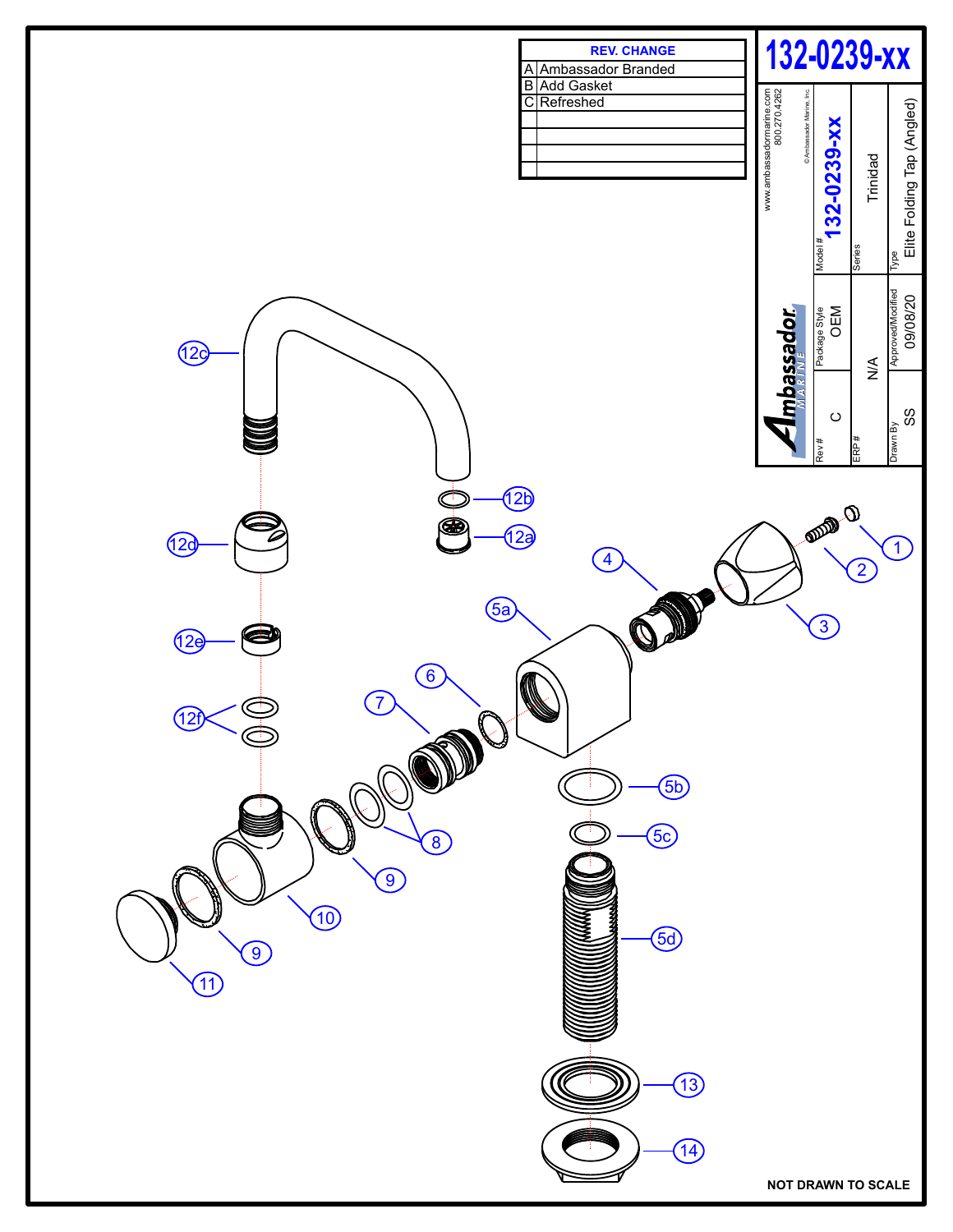# 132-0239-xx

| REV. | CHANGE |
|---|---|
| A | Ambassador Branded |
| B | Add Gasket |
| C | Refreshed |
| | |
| | |
| | |
| | |

www.ambassadormarine.com
800.270.4262

© Ambassador Marine, Inc.

Ambassador MARINE

| Model # | 132-0239-xx |
|---|---|
| Series | Trinidad |
| Type | Elite Folding Tap (Angled) |
| Package Style | OEM |
| Rev # | C |
| ERP # | N/A |
| Approved/Modified | 09/08/20 |
| Drawn By | SS |

1, 2, 3, 4, 5a, 5b, 5c, 5d, 6, 7, 8, 9, 10, 11, 12a, 12b, 12c, 12d, 12e, 12f, 13, 14

**NOT DRAWN TO SCALE**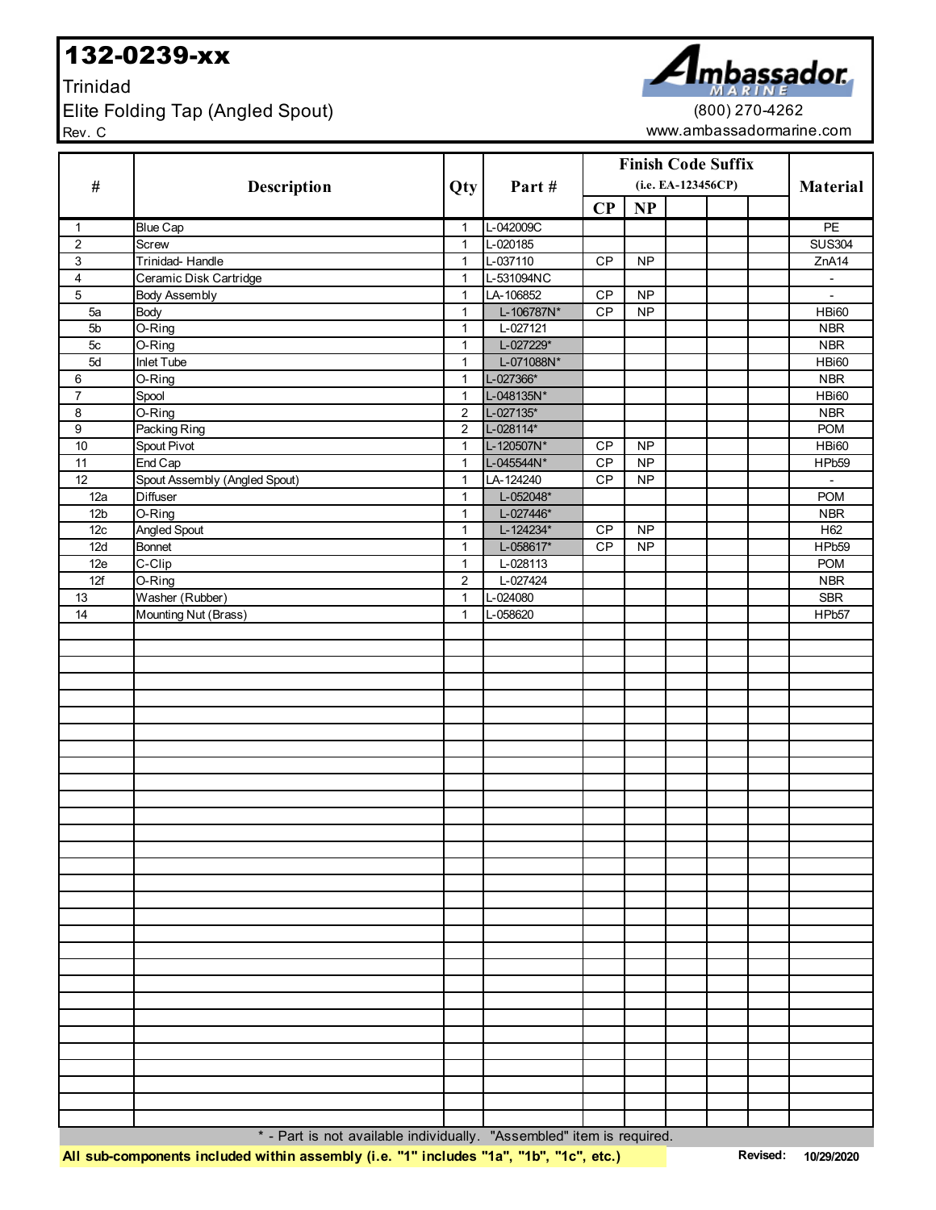# 132-0239-xx

Trinidad

Elite Folding Tap (Angled Spout)

Rev. C

Ambassador Marine

(800) 270-4262

www.ambassadormarine.com

| # | Description | Qty | Part # | Finish Code Suffix (i.e. EA-123456CP) | | | | | Material |
|---|---|---|---|---|---|---|---|---|---|
| | | | | CP | NP | | | | |
| 1 | Blue Cap | 1 | L-042009C | | | | | | PE |
| 2 | Screw | 1 | L-020185 | | | | | | SUS304 |
| 3 | Trinidad- Handle | 1 | L-037110 | CP | NP | | | | ZnA14 |
| 4 | Ceramic Disk Cartridge | 1 | L-531094NC | | | | | | - |
| 5 | Body Assembly | 1 | LA-106852 | CP | NP | | | | - |
| 5a | Body | 1 | L-106787N* | CP | NP | | | | HBi60 |
| 5b | O-Ring | 1 | L-027121 | | | | | | NBR |
| 5c | O-Ring | 1 | L-027229* | | | | | | NBR |
| 5d | Inlet Tube | 1 | L-071088N* | | | | | | HBi60 |
| 6 | O-Ring | 1 | L-027366* | | | | | | NBR |
| 7 | Spool | 1 | L-048135N* | | | | | | HBi60 |
| 8 | O-Ring | 2 | L-027135* | | | | | | NBR |
| 9 | Packing Ring | 2 | L-028114* | | | | | | POM |
| 10 | Spout Pivot | 1 | L-120507N* | CP | NP | | | | HBi60 |
| 11 | End Cap | 1 | L-045544N* | CP | NP | | | | HPb59 |
| 12 | Spout Assembly (Angled Spout) | 1 | LA-124240 | CP | NP | | | | - |
| 12a | Diffuser | 1 | L-052048* | | | | | | POM |
| 12b | O-Ring | 1 | L-027446* | | | | | | NBR |
| 12c | Angled Spout | 1 | L-124234* | CP | NP | | | | H62 |
| 12d | Bonnet | 1 | L-058617* | CP | NP | | | | HPb59 |
| 12e | C-Clip | 1 | L-028113 | | | | | | POM |
| 12f | O-Ring | 2 | L-027424 | | | | | | NBR |
| 13 | Washer (Rubber) | 1 | L-024080 | | | | | | SBR |
| 14 | Mounting Nut (Brass) | 1 | L-058620 | | | | | | HPb57 |

\* - Part is not available individually. "Assembled" item is required.

**All sub-components included within assembly (i.e. "1" includes "1a", "1b", "1c", etc.)**

**Revised: 10/29/2020**